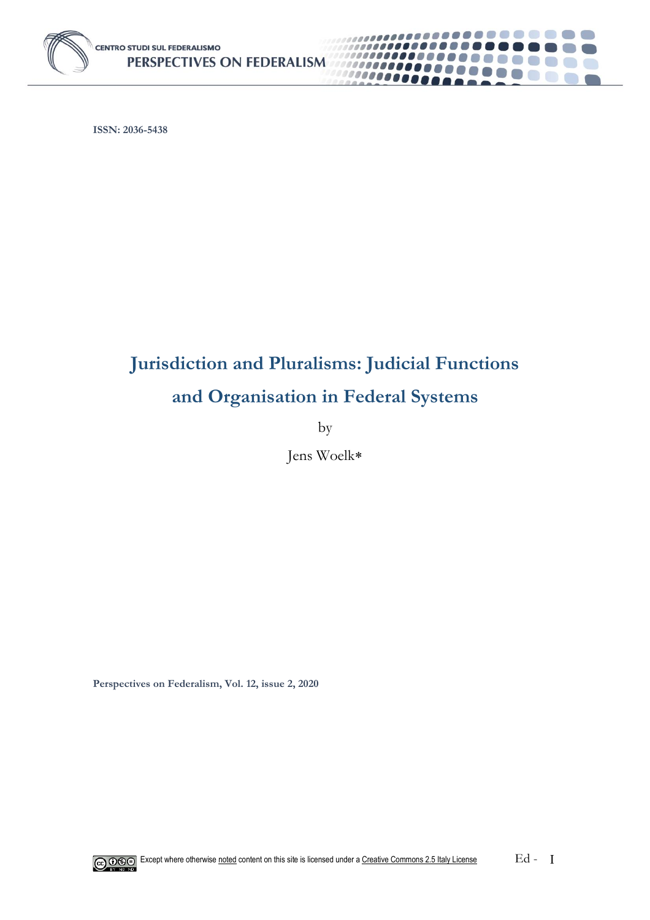ISSN: 2036-5438

# Jurisdiction and Pluralisms: Judicial Functions and Organisation in Federal Systems

by

Jens Woelk*

Perspectives on Federalism, Vol. 12, issue 2, 2020

Except where otherwise noted content on this site is licensed under a Creative Commons 2.5 Italy License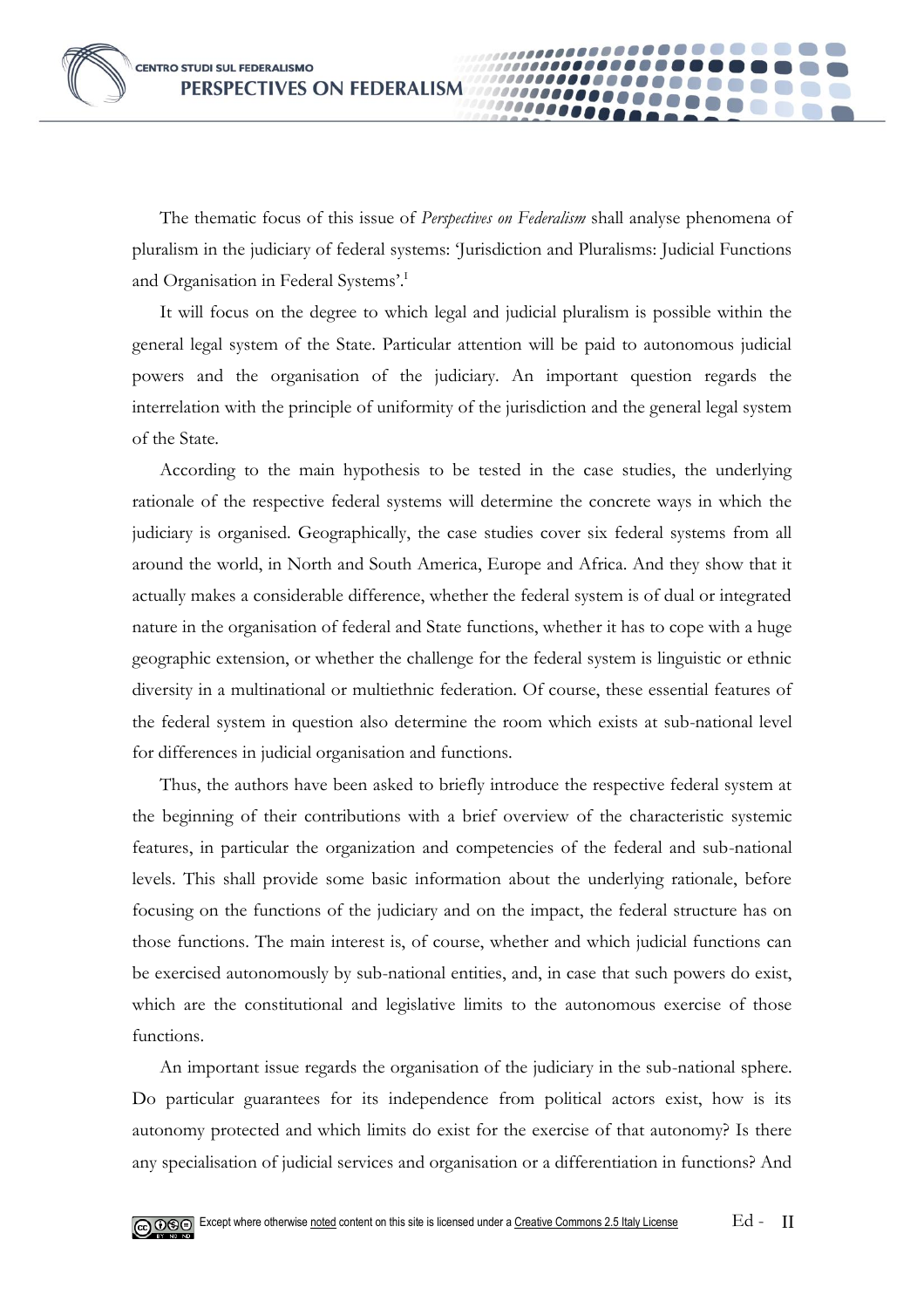The thematic focus of this issue of *Perspectives on Federalism* shall analyse phenomena of pluralism in the judiciary of federal systems: 'Jurisdiction and Pluralisms: Judicial Functions and Organisation in Federal Systems'.[1]

It will focus on the degree to which legal and judicial pluralism is possible within the general legal system of the State. Particular attention will be paid to autonomous judicial powers and the organisation of the judiciary. An important question regards the interrelation with the principle of uniformity of the jurisdiction and the general legal system of the State.

According to the main hypothesis to be tested in the case studies, the underlying rationale of the respective federal systems will determine the concrete ways in which the judiciary is organised. Geographically, the case studies cover six federal systems from all around the world, in North and South America, Europe and Africa. And they show that it actually makes a considerable difference, whether the federal system is of dual or integrated nature in the organisation of federal and State functions, whether it has to cope with a huge geographic extension, or whether the challenge for the federal system is linguistic or ethnic diversity in a multinational or multiethnic federation. Of course, these essential features of the federal system in question also determine the room which exists at sub-national level for differences in judicial organisation and functions.

Thus, the authors have been asked to briefly introduce the respective federal system at the beginning of their contributions with a brief overview of the characteristic systemic features, in particular the organization and competencies of the federal and sub-national levels. This shall provide some basic information about the underlying rationale, before focusing on the functions of the judiciary and on the impact, the federal structure has on those functions. The main interest is, of course, whether and which judicial functions can be exercised autonomously by sub-national entities, and, in case that such powers do exist, which are the constitutional and legislative limits to the autonomous exercise of those functions.

An important issue regards the organisation of the judiciary in the sub-national sphere. Do particular guarantees for its independence from political actors exist, how is its autonomy protected and which limits do exist for the exercise of that autonomy? Is there any specialisation of judicial services and organisation or a differentiation in functions? And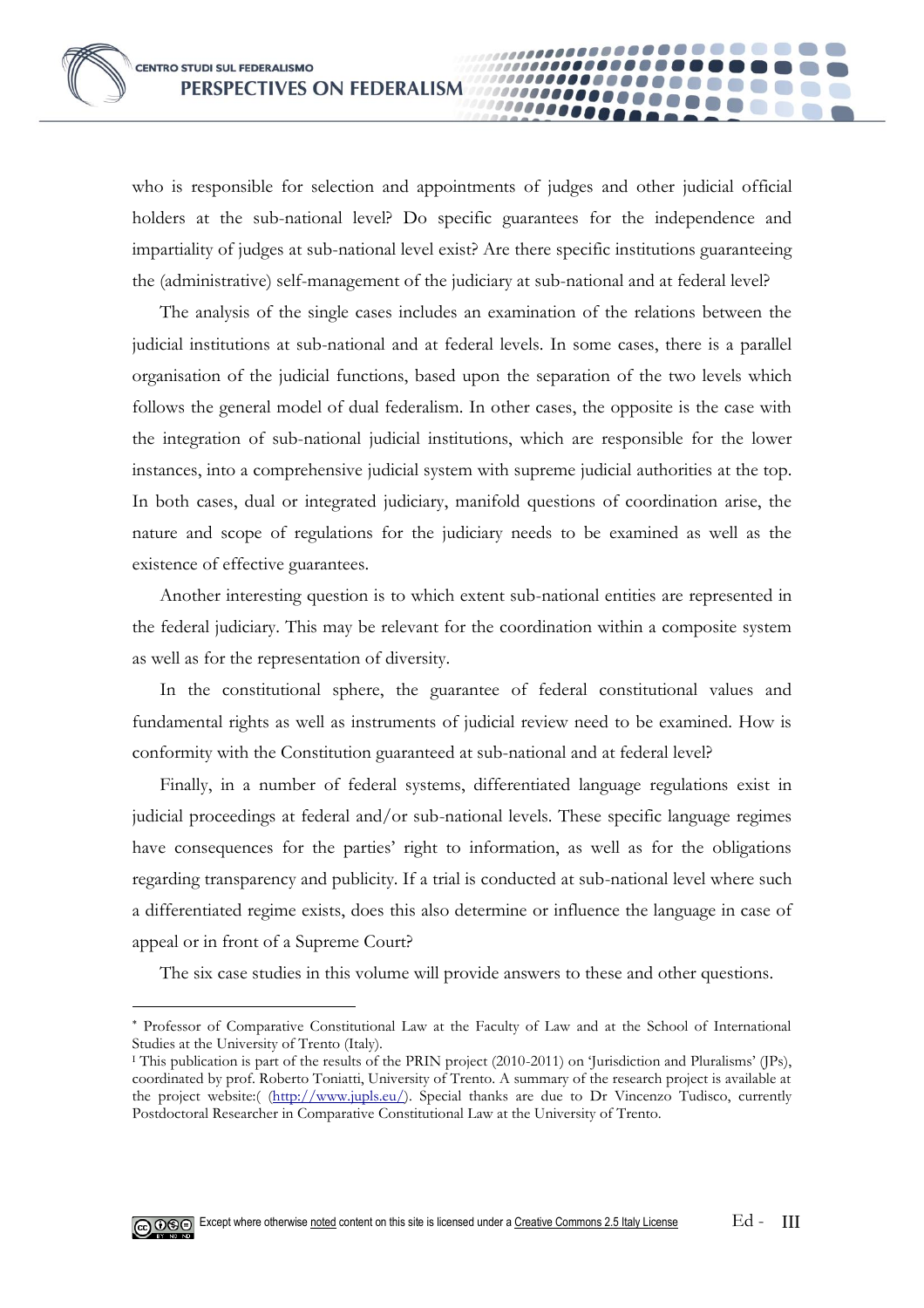who is responsible for selection and appointments of judges and other judicial official holders at the sub-national level? Do specific guarantees for the independence and impartiality of judges at sub-national level exist? Are there specific institutions guaranteeing the (administrative) self-management of the judiciary at sub-national and at federal level?

The analysis of the single cases includes an examination of the relations between the judicial institutions at sub-national and at federal levels. In some cases, there is a parallel organisation of the judicial functions, based upon the separation of the two levels which follows the general model of dual federalism. In other cases, the opposite is the case with the integration of sub-national judicial institutions, which are responsible for the lower instances, into a comprehensive judicial system with supreme judicial authorities at the top. In both cases, dual or integrated judiciary, manifold questions of coordination arise, the nature and scope of regulations for the judiciary needs to be examined as well as the existence of effective guarantees.

Another interesting question is to which extent sub-national entities are represented in the federal judiciary. This may be relevant for the coordination within a composite system as well as for the representation of diversity.

In the constitutional sphere, the guarantee of federal constitutional values and fundamental rights as well as instruments of judicial review need to be examined. How is conformity with the Constitution guaranteed at sub-national and at federal level?

Finally, in a number of federal systems, differentiated language regulations exist in judicial proceedings at federal and/or sub-national levels. These specific language regimes have consequences for the parties' right to information, as well as for the obligations regarding transparency and publicity. If a trial is conducted at sub-national level where such a differentiated regime exists, does this also determine or influence the language in case of appeal or in front of a Supreme Court?

The six case studies in this volume will provide answers to these and other questions.

---

[*] Professor of Comparative Constitutional Law at the Faculty of Law and at the School of International Studies at the University of Trento (Italy).

[1] This publication is part of the results of the PRIN project (2010-2011) on 'Jurisdiction and Pluralisms' (JPs), coordinated by prof. Roberto Toniatti, University of Trento. A summary of the research project is available at the project website:( (http://www.jupls.eu/). Special thanks are due to Dr Vincenzo Tudisco, currently Postdoctoral Researcher in Comparative Constitutional Law at the University of Trento.

Except where otherwise noted content on this site is licensed under a Creative Commons 2.5 Italy License